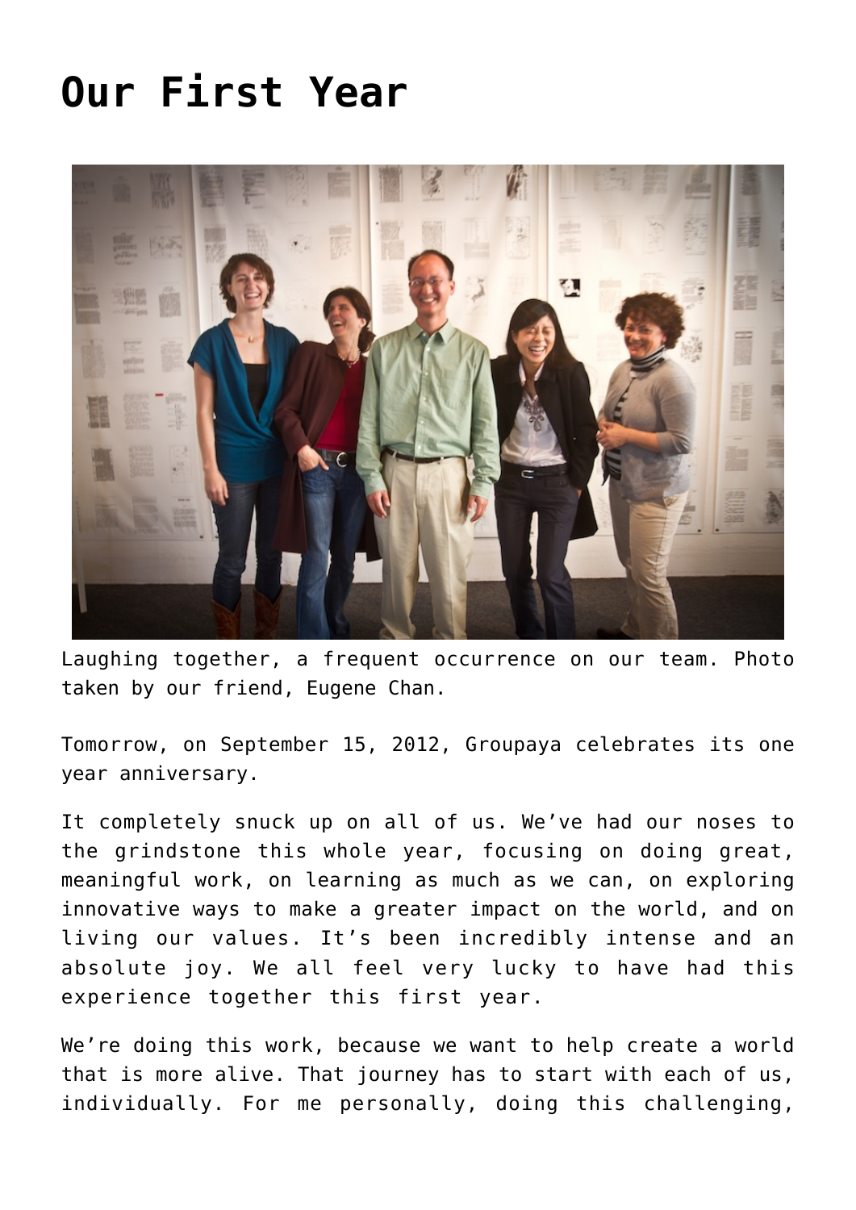# Our First Year

Laughing together, a frequent occurrence on our team. Photo taken by our friend, Eugene Chan.

Tomorrow, on September 15, 2012, Groupaya celebrates its one year anniversary.

It completely snuck up on all of us. We've had our noses to the grindstone this whole year, focusing on doing great, meaningful work, on learning as much as we can, on exploring innovative ways to make a greater impact on the world, and on living our values. It's been incredibly intense and an absolute joy. We all feel very lucky to have had this experience together this first year.

We're doing this work, because we want to help create a world that is more alive. That journey has to start with each of us, individually. For me personally, doing this challenging,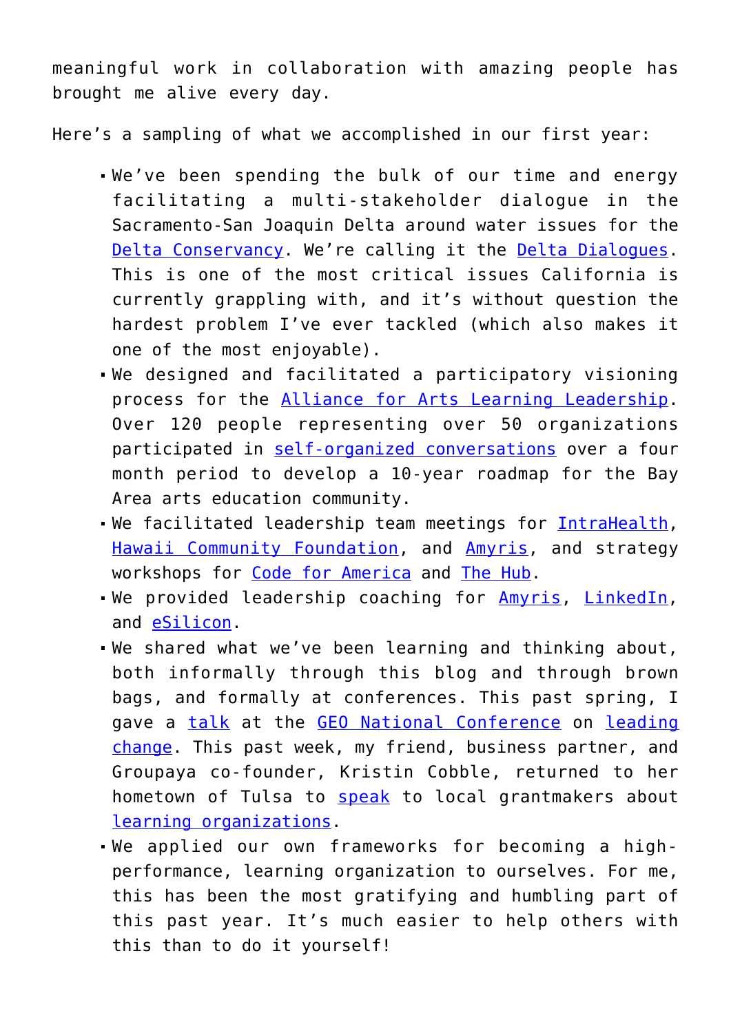meaningful work in collaboration with amazing people has brought me alive every day.

Here's a sampling of what we accomplished in our first year:

- We've been spending the bulk of our time and energy facilitating a multi-stakeholder dialogue in the Sacramento-San Joaquin Delta around water issues for the Delta Conservancy. We're calling it the Delta Dialogues. This is one of the most critical issues California is currently grappling with, and it's without question the hardest problem I've ever tackled (which also makes it one of the most enjoyable).
- We designed and facilitated a participatory visioning process for the Alliance for Arts Learning Leadership. Over 120 people representing over 50 organizations participated in self-organized conversations over a four month period to develop a 10-year roadmap for the Bay Area arts education community.
- We facilitated leadership team meetings for IntraHealth, Hawaii Community Foundation, and Amyris, and strategy workshops for Code for America and The Hub.
- We provided leadership coaching for Amyris, LinkedIn, and eSilicon.
- We shared what we've been learning and thinking about, both informally through this blog and through brown bags, and formally at conferences. This past spring, I gave a talk at the GEO National Conference on leading change. This past week, my friend, business partner, and Groupaya co-founder, Kristin Cobble, returned to her hometown of Tulsa to speak to local grantmakers about learning organizations.
- We applied our own frameworks for becoming a high-performance, learning organization to ourselves. For me, this has been the most gratifying and humbling part of this past year. It's much easier to help others with this than to do it yourself!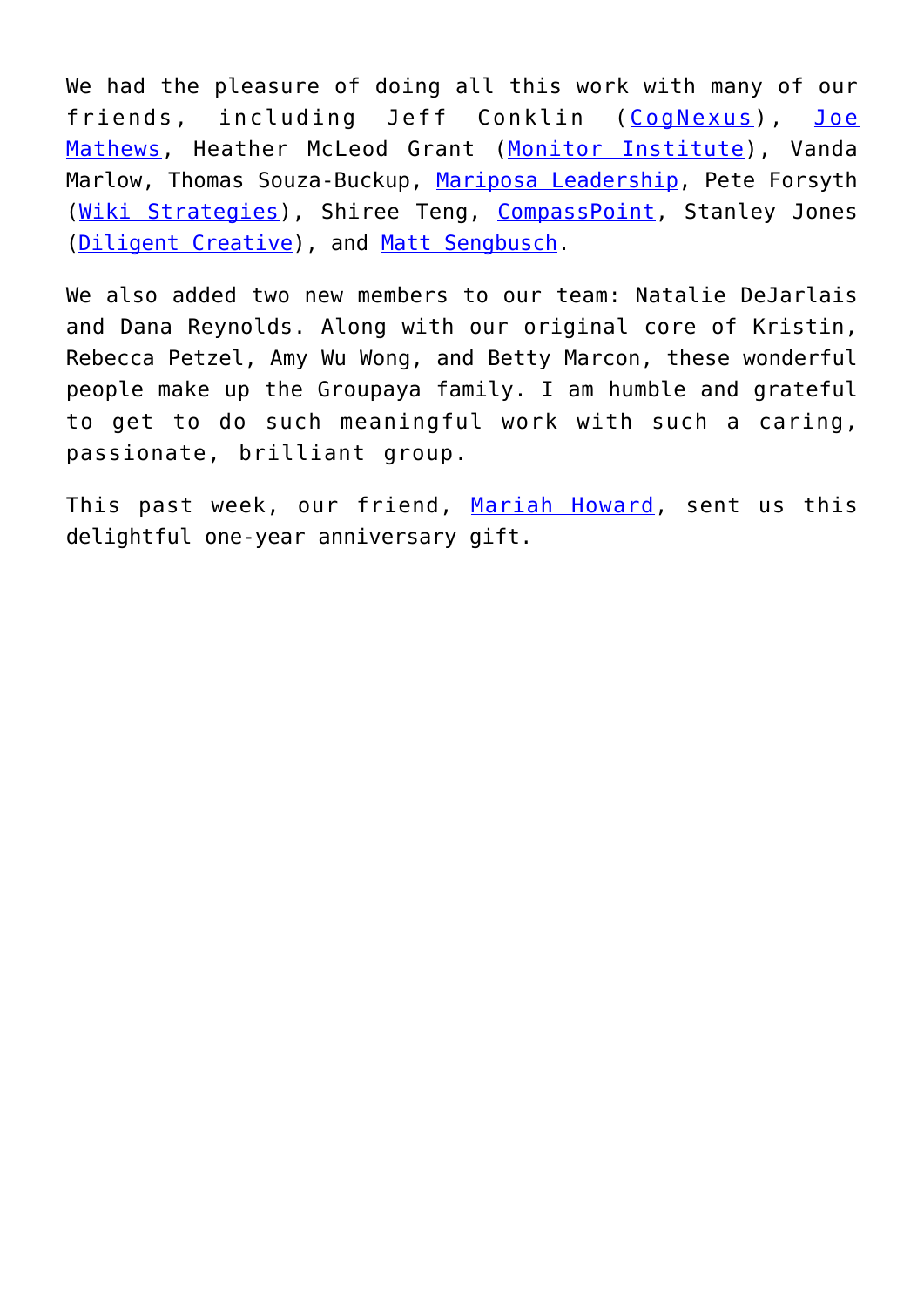We had the pleasure of doing all this work with many of our friends, including Jeff Conklin (CogNexus), Joe Mathews, Heather McLeod Grant (Monitor Institute), Vanda Marlow, Thomas Souza-Buckup, Mariposa Leadership, Pete Forsyth (Wiki Strategies), Shiree Teng, CompassPoint, Stanley Jones (Diligent Creative), and Matt Sengbusch.

We also added two new members to our team: Natalie DeJarlais and Dana Reynolds. Along with our original core of Kristin, Rebecca Petzel, Amy Wu Wong, and Betty Marcon, these wonderful people make up the Groupaya family. I am humble and grateful to get to do such meaningful work with such a caring, passionate, brilliant group.

This past week, our friend, Mariah Howard, sent us this delightful one-year anniversary gift.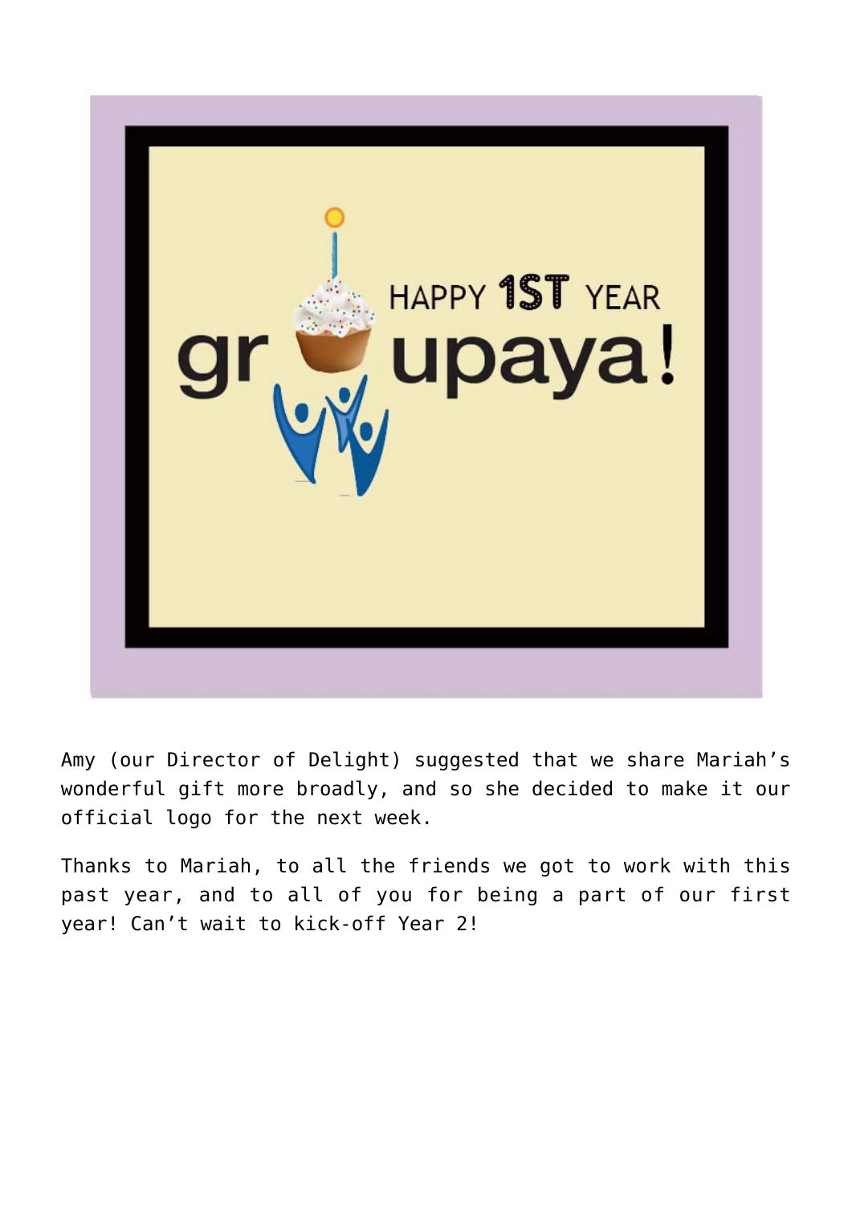Amy (our Director of Delight) suggested that we share Mariah's wonderful gift more broadly, and so she decided to make it our official logo for the next week.

Thanks to Mariah, to all the friends we got to work with this past year, and to all of you for being a part of our first year! Can't wait to kick-off Year 2!